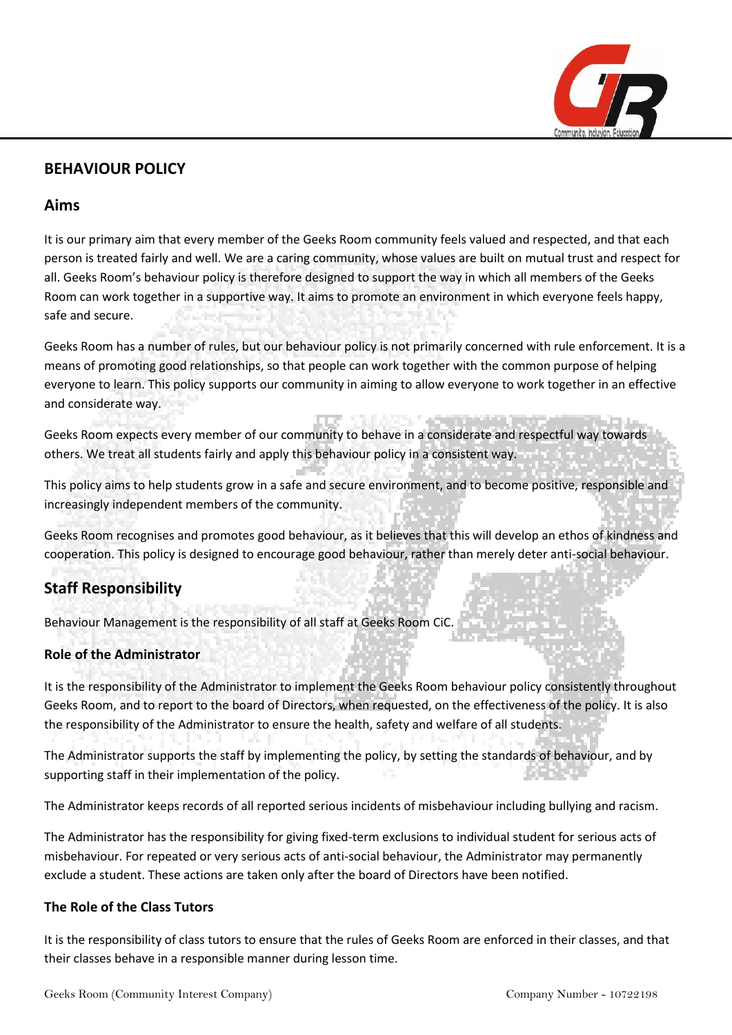# BEHAVIOUR POLICY

## Aims

It is our primary aim that every member of the Geeks Room community feels valued and respected, and that each person is treated fairly and well. We are a caring community, whose values are built on mutual trust and respect for all. Geeks Room's behaviour policy is therefore designed to support the way in which all members of the Geeks Room can work together in a supportive way. It aims to promote an environment in which everyone feels happy, safe and secure.

Geeks Room has a number of rules, but our behaviour policy is not primarily concerned with rule enforcement. It is a means of promoting good relationships, so that people can work together with the common purpose of helping everyone to learn. This policy supports our community in aiming to allow everyone to work together in an effective and considerate way.

Geeks Room expects every member of our community to behave in a considerate and respectful way towards others. We treat all students fairly and apply this behaviour policy in a consistent way.

This policy aims to help students grow in a safe and secure environment, and to become positive, responsible and increasingly independent members of the community.

Geeks Room recognises and promotes good behaviour, as it believes that this will develop an ethos of kindness and cooperation. This policy is designed to encourage good behaviour, rather than merely deter anti-social behaviour.

## Staff Responsibility

Behaviour Management is the responsibility of all staff at Geeks Room CiC.

### Role of the Administrator

It is the responsibility of the Administrator to implement the Geeks Room behaviour policy consistently throughout Geeks Room, and to report to the board of Directors, when requested, on the effectiveness of the policy. It is also the responsibility of the Administrator to ensure the health, safety and welfare of all students.

The Administrator supports the staff by implementing the policy, by setting the standards of behaviour, and by supporting staff in their implementation of the policy.

The Administrator keeps records of all reported serious incidents of misbehaviour including bullying and racism.

The Administrator has the responsibility for giving fixed-term exclusions to individual student for serious acts of misbehaviour. For repeated or very serious acts of anti-social behaviour, the Administrator may permanently exclude a student. These actions are taken only after the board of Directors have been notified.

### The Role of the Class Tutors

It is the responsibility of class tutors to ensure that the rules of Geeks Room are enforced in their classes, and that their classes behave in a responsible manner during lesson time.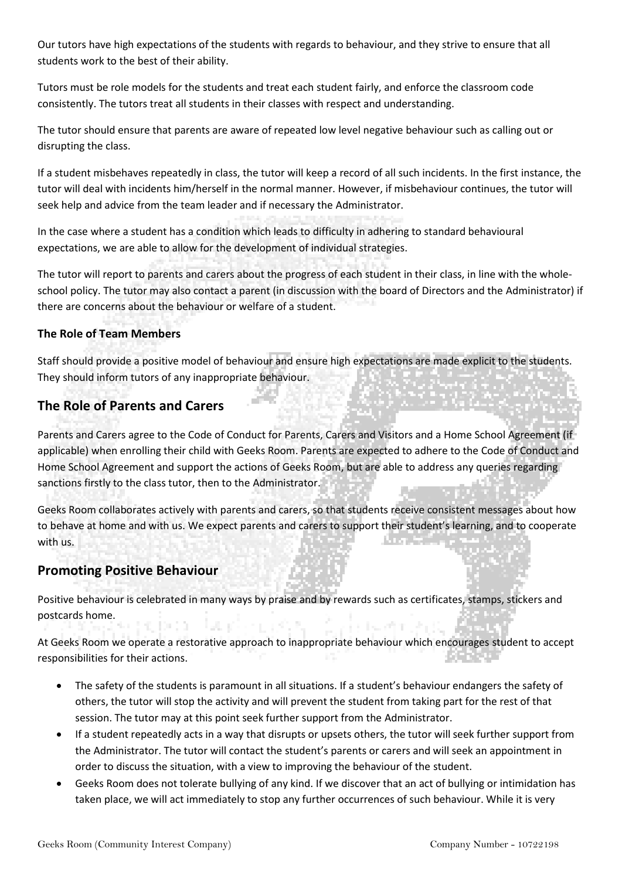Our tutors have high expectations of the students with regards to behaviour, and they strive to ensure that all students work to the best of their ability.

Tutors must be role models for the students and treat each student fairly, and enforce the classroom code consistently. The tutors treat all students in their classes with respect and understanding.

The tutor should ensure that parents are aware of repeated low level negative behaviour such as calling out or disrupting the class.

If a student misbehaves repeatedly in class, the tutor will keep a record of all such incidents. In the first instance, the tutor will deal with incidents him/herself in the normal manner. However, if misbehaviour continues, the tutor will seek help and advice from the team leader and if necessary the Administrator.

In the case where a student has a condition which leads to difficulty in adhering to standard behavioural expectations, we are able to allow for the development of individual strategies.

The tutor will report to parents and carers about the progress of each student in their class, in line with the whole-school policy. The tutor may also contact a parent (in discussion with the board of Directors and the Administrator) if there are concerns about the behaviour or welfare of a student.

**The Role of Team Members**

Staff should provide a positive model of behaviour and ensure high expectations are made explicit to the students. They should inform tutors of any inappropriate behaviour.

## The Role of Parents and Carers

Parents and Carers agree to the Code of Conduct for Parents, Carers and Visitors and a Home School Agreement (if applicable) when enrolling their child with Geeks Room. Parents are expected to adhere to the Code of Conduct and Home School Agreement and support the actions of Geeks Room, but are able to address any queries regarding sanctions firstly to the class tutor, then to the Administrator.

Geeks Room collaborates actively with parents and carers, so that students receive consistent messages about how to behave at home and with us. We expect parents and carers to support their student's learning, and to cooperate with us.

## Promoting Positive Behaviour

Positive behaviour is celebrated in many ways by praise and by rewards such as certificates, stamps, stickers and postcards home.

At Geeks Room we operate a restorative approach to inappropriate behaviour which encourages student to accept responsibilities for their actions.

- The safety of the students is paramount in all situations. If a student's behaviour endangers the safety of others, the tutor will stop the activity and will prevent the student from taking part for the rest of that session. The tutor may at this point seek further support from the Administrator.
- If a student repeatedly acts in a way that disrupts or upsets others, the tutor will seek further support from the Administrator. The tutor will contact the student's parents or carers and will seek an appointment in order to discuss the situation, with a view to improving the behaviour of the student.
- Geeks Room does not tolerate bullying of any kind. If we discover that an act of bullying or intimidation has taken place, we will act immediately to stop any further occurrences of such behaviour. While it is very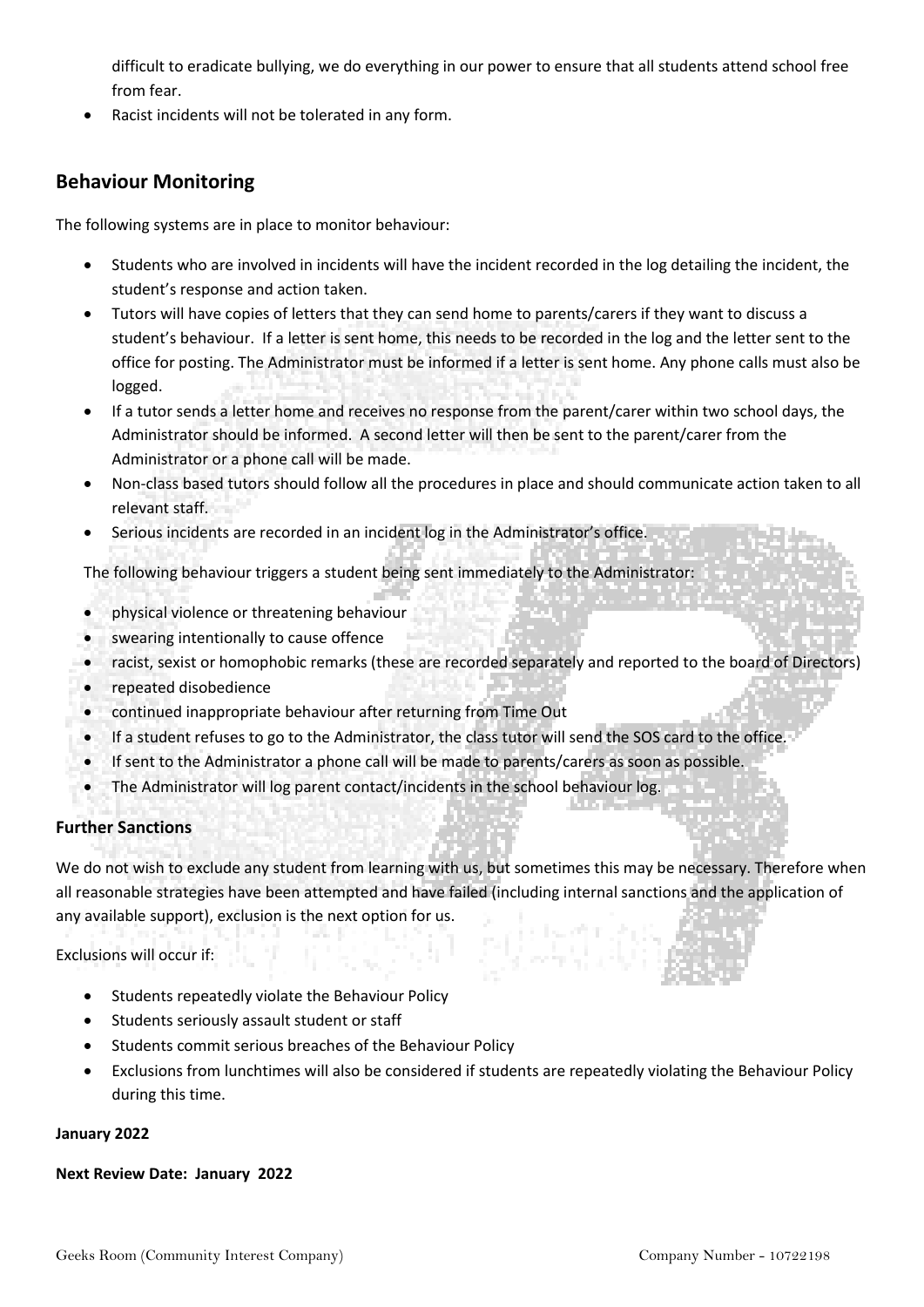difficult to eradicate bullying, we do everything in our power to ensure that all students attend school free from fear.

- Racist incidents will not be tolerated in any form.

## Behaviour Monitoring

The following systems are in place to monitor behaviour:

- Students who are involved in incidents will have the incident recorded in the log detailing the incident, the student's response and action taken.
- Tutors will have copies of letters that they can send home to parents/carers if they want to discuss a student's behaviour. If a letter is sent home, this needs to be recorded in the log and the letter sent to the office for posting. The Administrator must be informed if a letter is sent home. Any phone calls must also be logged.
- If a tutor sends a letter home and receives no response from the parent/carer within two school days, the Administrator should be informed. A second letter will then be sent to the parent/carer from the Administrator or a phone call will be made.
- Non-class based tutors should follow all the procedures in place and should communicate action taken to all relevant staff.
- Serious incidents are recorded in an incident log in the Administrator's office.

The following behaviour triggers a student being sent immediately to the Administrator:

- physical violence or threatening behaviour
- swearing intentionally to cause offence
- racist, sexist or homophobic remarks (these are recorded separately and reported to the board of Directors)
- repeated disobedience
- continued inappropriate behaviour after returning from Time Out
- If a student refuses to go to the Administrator, the class tutor will send the SOS card to the office.
- If sent to the Administrator a phone call will be made to parents/carers as soon as possible.
- The Administrator will log parent contact/incidents in the school behaviour log.

### Further Sanctions

We do not wish to exclude any student from learning with us, but sometimes this may be necessary. Therefore when all reasonable strategies have been attempted and have failed (including internal sanctions and the application of any available support), exclusion is the next option for us.

Exclusions will occur if:

- Students repeatedly violate the Behaviour Policy
- Students seriously assault student or staff
- Students commit serious breaches of the Behaviour Policy
- Exclusions from lunchtimes will also be considered if students are repeatedly violating the Behaviour Policy during this time.

**January 2022**

**Next Review Date: January 2022**